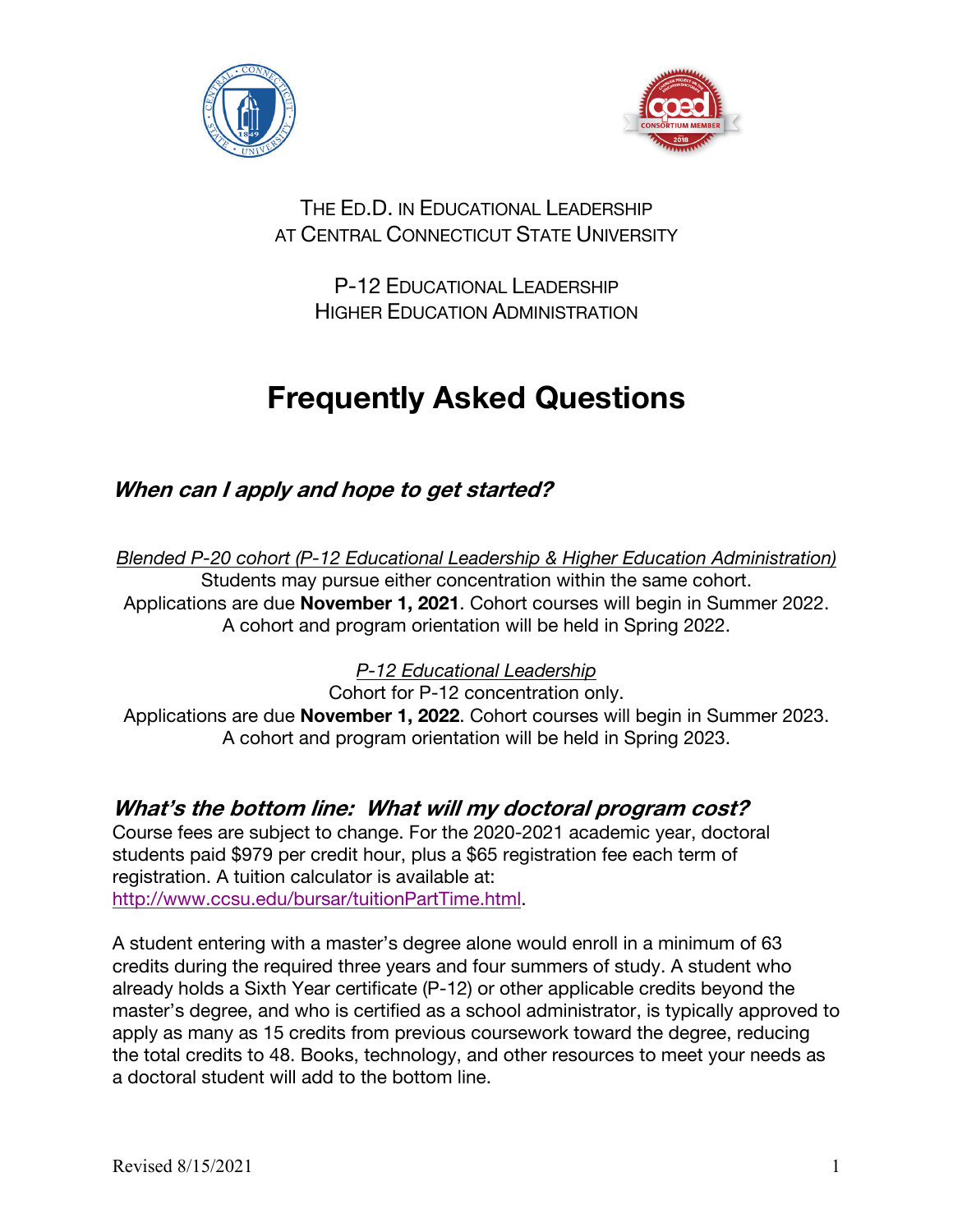THE ED.D. IN EDUCATIONAL LEADERSHIP
AT CENTRAL CONNECTICUT STATE UNIVERSITY

P-12 EDUCATIONAL LEADERSHIP
HIGHER EDUCATION ADMINISTRATION

# Frequently Asked Questions

## *When can I apply and hope to get started?*

*Blended P-20 cohort (P-12 Educational Leadership & Higher Education Administration)*
Students may pursue either concentration within the same cohort.
Applications are due **November 1, 2021**. Cohort courses will begin in Summer 2022.
A cohort and program orientation will be held in Spring 2022.

*P-12 Educational Leadership*
Cohort for P-12 concentration only.
Applications are due **November 1, 2022**. Cohort courses will begin in Summer 2023.
A cohort and program orientation will be held in Spring 2023.

## *What's the bottom line: What will my doctoral program cost?*

Course fees are subject to change. For the 2020-2021 academic year, doctoral students paid $979 per credit hour, plus a $65 registration fee each term of registration. A tuition calculator is available at: http://www.ccsu.edu/bursar/tuitionPartTime.html.

A student entering with a master's degree alone would enroll in a minimum of 63 credits during the required three years and four summers of study. A student who already holds a Sixth Year certificate (P-12) or other applicable credits beyond the master's degree, and who is certified as a school administrator, is typically approved to apply as many as 15 credits from previous coursework toward the degree, reducing the total credits to 48. Books, technology, and other resources to meet your needs as a doctoral student will add to the bottom line.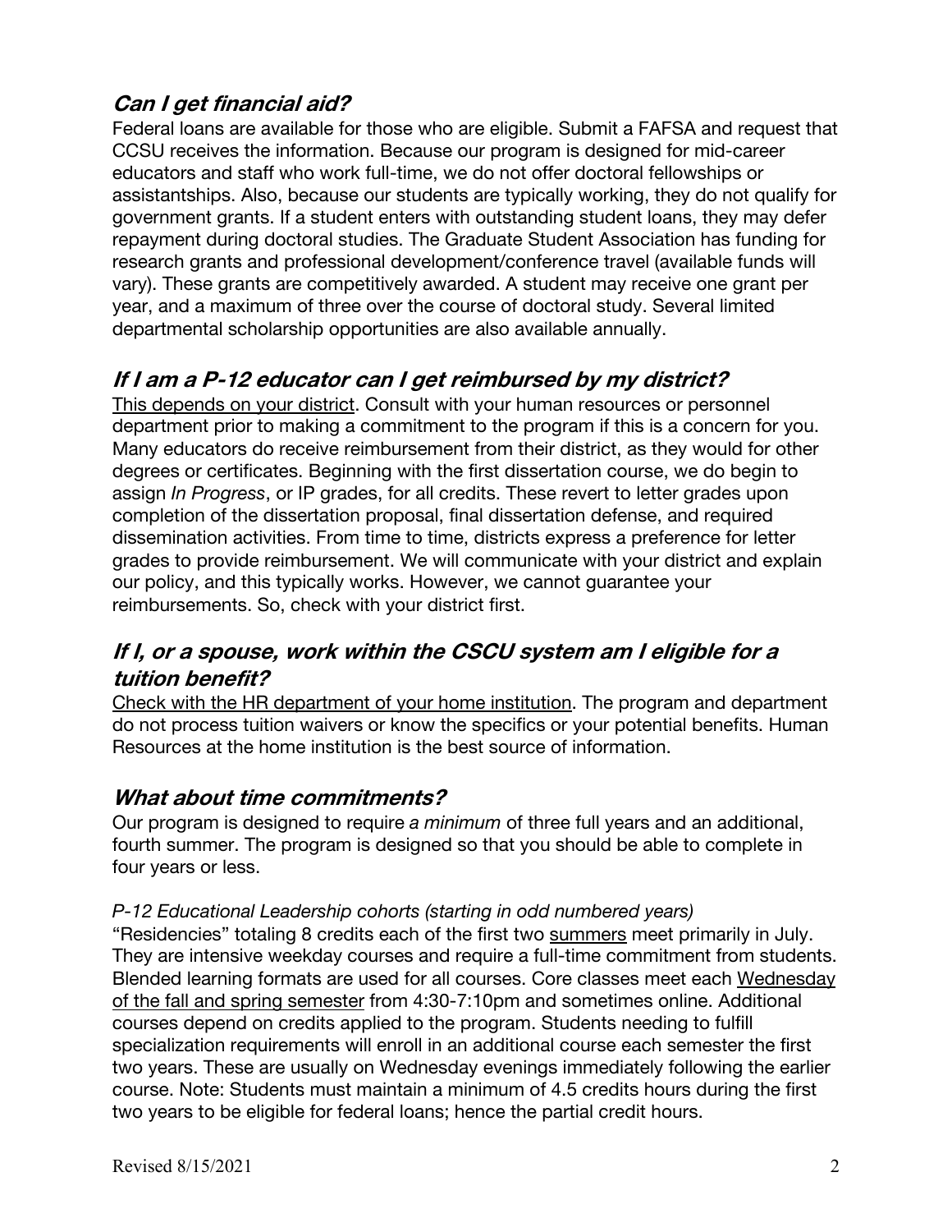## *Can I get financial aid?*

Federal loans are available for those who are eligible. Submit a FAFSA and request that CCSU receives the information. Because our program is designed for mid-career educators and staff who work full-time, we do not offer doctoral fellowships or assistantships. Also, because our students are typically working, they do not qualify for government grants. If a student enters with outstanding student loans, they may defer repayment during doctoral studies. The Graduate Student Association has funding for research grants and professional development/conference travel (available funds will vary). These grants are competitively awarded. A student may receive one grant per year, and a maximum of three over the course of doctoral study. Several limited departmental scholarship opportunities are also available annually.

## *If I am a P-12 educator can I get reimbursed by my district?*

<u>This depends on your district</u>. Consult with your human resources or personnel department prior to making a commitment to the program if this is a concern for you. Many educators do receive reimbursement from their district, as they would for other degrees or certificates. Beginning with the first dissertation course, we do begin to assign *In Progress*, or IP grades, for all credits. These revert to letter grades upon completion of the dissertation proposal, final dissertation defense, and required dissemination activities. From time to time, districts express a preference for letter grades to provide reimbursement. We will communicate with your district and explain our policy, and this typically works. However, we cannot guarantee your reimbursements. So, check with your district first.

## *If I, or a spouse, work within the CSCU system am I eligible for a tuition benefit?*

<u>Check with the HR department of your home institution</u>. The program and department do not process tuition waivers or know the specifics or your potential benefits. Human Resources at the home institution is the best source of information.

## *What about time commitments?*

Our program is designed to require *a minimum* of three full years and an additional, fourth summer. The program is designed so that you should be able to complete in four years or less.

*P-12 Educational Leadership cohorts (starting in odd numbered years)*

"Residencies" totaling 8 credits each of the first two <u>summers</u> meet primarily in July. They are intensive weekday courses and require a full-time commitment from students. Blended learning formats are used for all courses. Core classes meet each <u>Wednesday of the fall and spring semester</u> from 4:30-7:10pm and sometimes online. Additional courses depend on credits applied to the program. Students needing to fulfill specialization requirements will enroll in an additional course each semester the first two years. These are usually on Wednesday evenings immediately following the earlier course. Note: Students must maintain a minimum of 4.5 credits hours during the first two years to be eligible for federal loans; hence the partial credit hours.

Revised 8/15/2021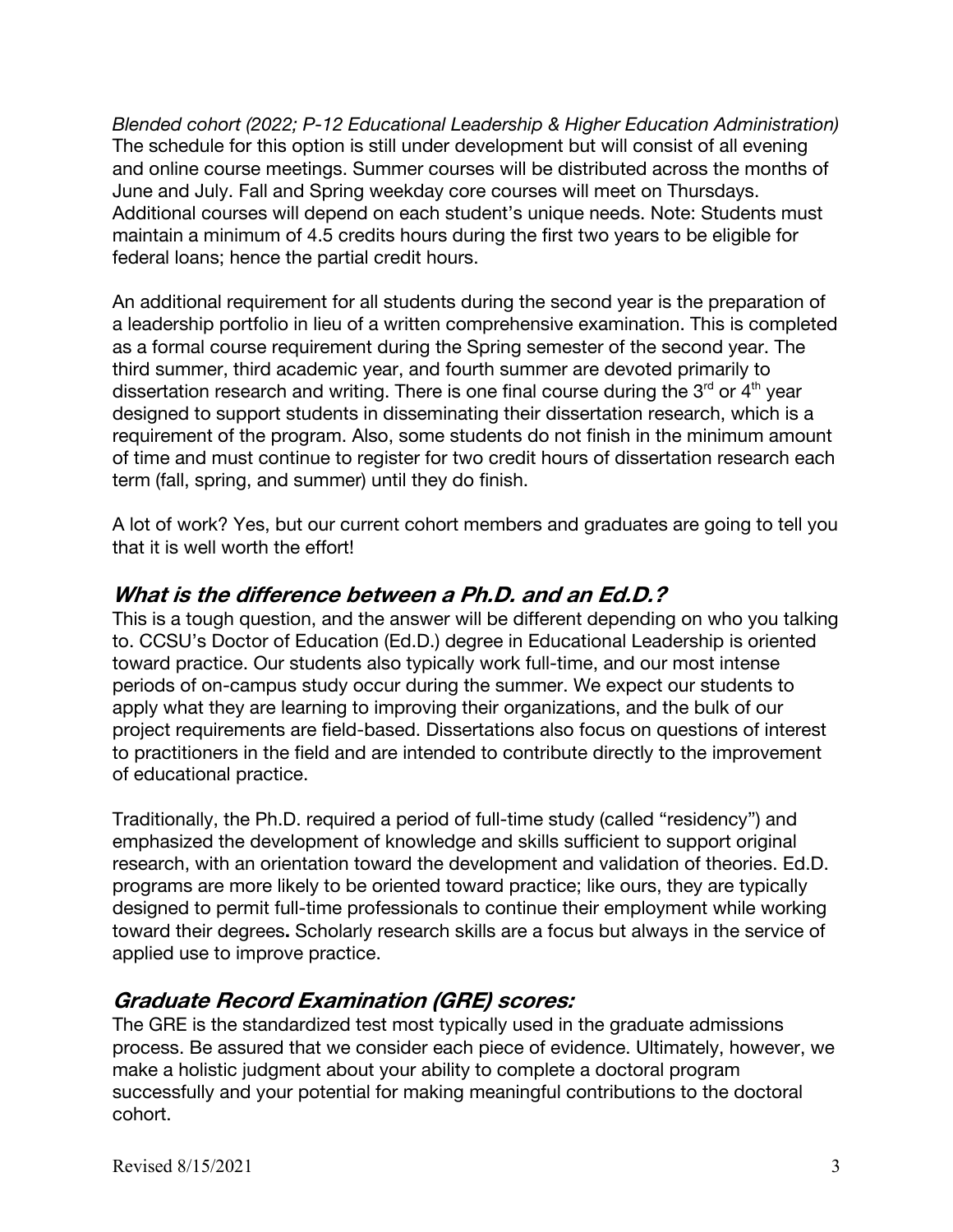*Blended cohort (2022; P-12 Educational Leadership & Higher Education Administration)*
The schedule for this option is still under development but will consist of all evening and online course meetings. Summer courses will be distributed across the months of June and July. Fall and Spring weekday core courses will meet on Thursdays. Additional courses will depend on each student's unique needs. Note: Students must maintain a minimum of 4.5 credits hours during the first two years to be eligible for federal loans; hence the partial credit hours.

An additional requirement for all students during the second year is the preparation of a leadership portfolio in lieu of a written comprehensive examination. This is completed as a formal course requirement during the Spring semester of the second year. The third summer, third academic year, and fourth summer are devoted primarily to dissertation research and writing. There is one final course during the 3rd or 4th year designed to support students in disseminating their dissertation research, which is a requirement of the program. Also, some students do not finish in the minimum amount of time and must continue to register for two credit hours of dissertation research each term (fall, spring, and summer) until they do finish.

A lot of work? Yes, but our current cohort members and graduates are going to tell you that it is well worth the effort!

## *What is the difference between a Ph.D. and an Ed.D.?*

This is a tough question, and the answer will be different depending on who you talking to. CCSU's Doctor of Education (Ed.D.) degree in Educational Leadership is oriented toward practice. Our students also typically work full-time, and our most intense periods of on-campus study occur during the summer. We expect our students to apply what they are learning to improving their organizations, and the bulk of our project requirements are field-based. Dissertations also focus on questions of interest to practitioners in the field and are intended to contribute directly to the improvement of educational practice.

Traditionally, the Ph.D. required a period of full-time study (called "residency") and emphasized the development of knowledge and skills sufficient to support original research, with an orientation toward the development and validation of theories. Ed.D. programs are more likely to be oriented toward practice; like ours, they are typically designed to permit full-time professionals to continue their employment while working toward their degrees**.** Scholarly research skills are a focus but always in the service of applied use to improve practice.

## *Graduate Record Examination (GRE) scores:*

The GRE is the standardized test most typically used in the graduate admissions process. Be assured that we consider each piece of evidence. Ultimately, however, we make a holistic judgment about your ability to complete a doctoral program successfully and your potential for making meaningful contributions to the doctoral cohort.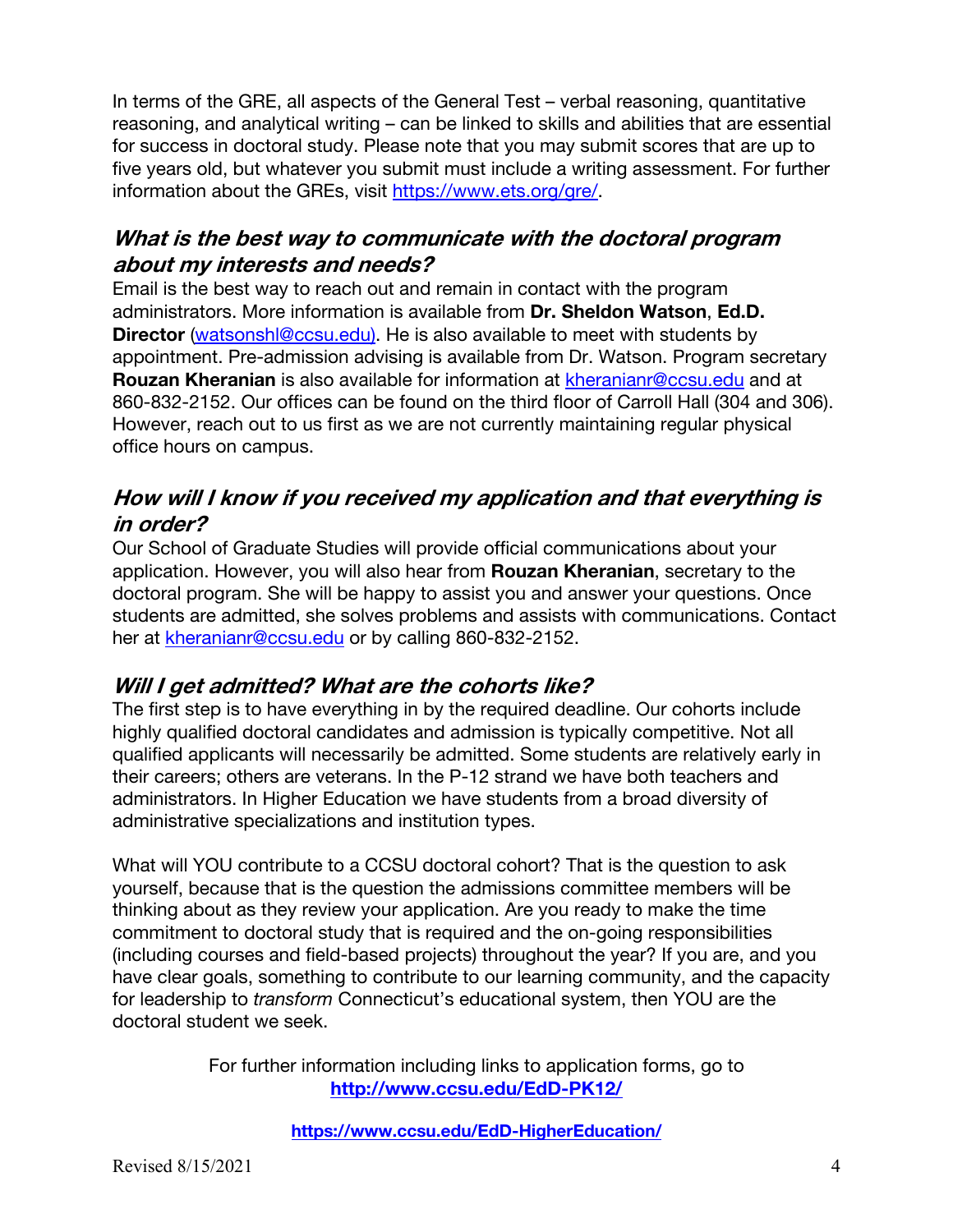In terms of the GRE, all aspects of the General Test – verbal reasoning, quantitative reasoning, and analytical writing – can be linked to skills and abilities that are essential for success in doctoral study. Please note that you may submit scores that are up to five years old, but whatever you submit must include a writing assessment. For further information about the GREs, visit [https://www.ets.org/gre/](https://www.ets.org/gre/).

### *What is the best way to communicate with the doctoral program about my interests and needs?*

Email is the best way to reach out and remain in contact with the program administrators. More information is available from **Dr. Sheldon Watson**, **Ed.D. Director** ([watsonshl@ccsu.edu](mailto:watsonshl@ccsu.edu)). He is also available to meet with students by appointment. Pre-admission advising is available from Dr. Watson. Program secretary **Rouzan Kheranian** is also available for information at [kheranianr@ccsu.edu](mailto:kheranianr@ccsu.edu) and at 860-832-2152. Our offices can be found on the third floor of Carroll Hall (304 and 306). However, reach out to us first as we are not currently maintaining regular physical office hours on campus.

### *How will I know if you received my application and that everything is in order?*

Our School of Graduate Studies will provide official communications about your application. However, you will also hear from **Rouzan Kheranian**, secretary to the doctoral program. She will be happy to assist you and answer your questions. Once students are admitted, she solves problems and assists with communications. Contact her at [kheranianr@ccsu.edu](mailto:kheranianr@ccsu.edu) or by calling 860-832-2152.

### *Will I get admitted? What are the cohorts like?*

The first step is to have everything in by the required deadline. Our cohorts include highly qualified doctoral candidates and admission is typically competitive. Not all qualified applicants will necessarily be admitted. Some students are relatively early in their careers; others are veterans. In the P-12 strand we have both teachers and administrators. In Higher Education we have students from a broad diversity of administrative specializations and institution types.

What will YOU contribute to a CCSU doctoral cohort? That is the question to ask yourself, because that is the question the admissions committee members will be thinking about as they review your application. Are you ready to make the time commitment to doctoral study that is required and the on-going responsibilities (including courses and field-based projects) throughout the year? If you are, and you have clear goals, something to contribute to our learning community, and the capacity for leadership to *transform* Connecticut's educational system, then YOU are the doctoral student we seek.

For further information including links to application forms, go to
**[http://www.ccsu.edu/EdD-PK12/](http://www.ccsu.edu/EdD-PK12/)**

**[https://www.ccsu.edu/EdD-HigherEducation/](https://www.ccsu.edu/EdD-HigherEducation/)**

Revised 8/15/2021